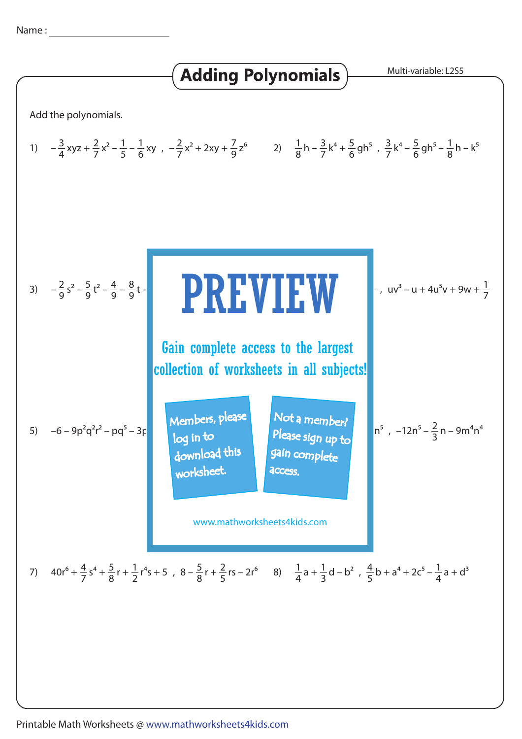Name : ____________________

# Adding Polynomials

Multi-variable: L2S5

Add the polynomials.

1) $-\frac{3}{4}xyz + \frac{2}{7}x^2 - \frac{1}{5} - \frac{1}{6}xy$ , $-\frac{2}{7}x^2 + 2xy + \frac{7}{9}z^6$

2) $\frac{1}{8}h - \frac{3}{7}k^4 + \frac{5}{6}gh^5$ , $\frac{3}{7}k^4 - \frac{5}{6}gh^5 - \frac{1}{8}h - k^5$

3) $-\frac{2}{9}s^2 - \frac{5}{9}t^2 - \frac{4}{9} - \frac{8}{9}t -$ ... , $uv^3 - u + 4u^5v + 9w + \frac{1}{7}$

**PREVIEW**

Gain complete access to the largest collection of worksheets in all subjects!

Members, please log in to download this worksheet.

Not a member? Please sign up to gain complete access.

www.mathworksheets4kids.com

5) $-6 - 9p^2q^2r^2 - pq^5 - 3p$ ... $n^5$ , $-12n^5 - \frac{2}{3}n - 9m^4n^4$

7) $40r^6 + \frac{4}{7}s^4 + \frac{5}{8}r + \frac{1}{2}r^4s + 5$ , $8 - \frac{5}{8}r + \frac{2}{5}rs - 2r^6$

8) $\frac{1}{4}a + \frac{1}{3}d - b^2$ , $\frac{4}{5}b + a^4 + 2c^5 - \frac{1}{4}a + d^3$

Printable Math Worksheets @ www.mathworksheets4kids.com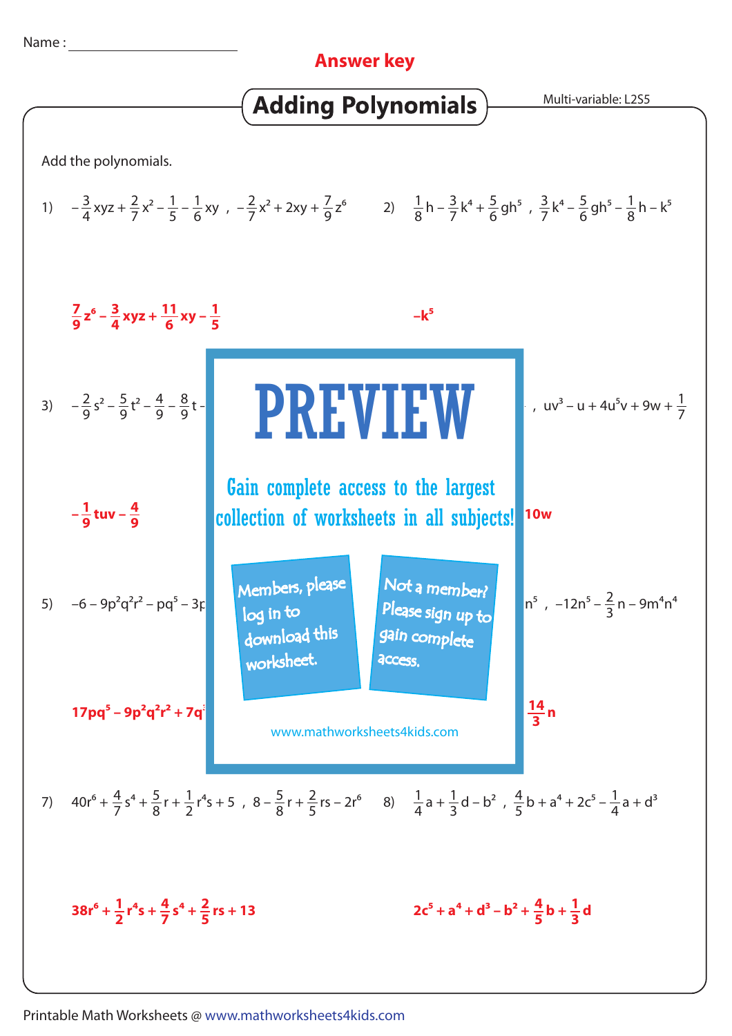Name :

**Answer key**

# Adding Polynomials

Multi-variable: L2S5

Add the polynomials.

1) $-\frac{3}{4}xyz + \frac{2}{7}x^2 - \frac{1}{5} - \frac{1}{6}xy$ , $-\frac{2}{7}x^2 + 2xy + \frac{7}{9}z^6$

$\frac{7}{9}z^6 - \frac{3}{4}xyz + \frac{11}{6}xy - \frac{1}{5}$

2) $\frac{1}{8}h - \frac{3}{7}k^4 + \frac{5}{6}gh^5$ , $\frac{3}{7}k^4 - \frac{5}{6}gh^5 - \frac{1}{8}h - k^5$

$-k^5$

3) $-\frac{2}{9}s^2 - \frac{5}{9}t^2 - \frac{4}{9} - \frac{8}{9}t$ -

$-\frac{1}{9}tuv - \frac{4}{9}$

4) , $uv^3 - u + 4u^5v + 9w + \frac{1}{7}$

10w

5) $-6 - 9p^2q^2r^2 - pq^5 - 3p$

$17pq^5 - 9p^2q^2r^2 + 7q$

6) $n^5$ , $-12n^5 - \frac{2}{3}n - 9m^4n^4$

$\frac{14}{3}n$

PREVIEW

Gain complete access to the largest collection of worksheets in all subjects!

Members, please log in to download this worksheet.

Not a member? Please sign up to gain complete access.

www.mathworksheets4kids.com

7) $40r^6 + \frac{4}{7}s^4 + \frac{5}{8}r + \frac{1}{2}r^4s + 5$ , $8 - \frac{5}{8}r + \frac{2}{5}rs - 2r^6$

$38r^6 + \frac{1}{2}r^4s + \frac{4}{7}s^4 + \frac{2}{5}rs + 13$

8) $\frac{1}{4}a + \frac{1}{3}d - b^2$ , $\frac{4}{5}b + a^4 + 2c^5 - \frac{1}{4}a + d^3$

$2c^5 + a^4 + d^3 - b^2 + \frac{4}{5}b + \frac{1}{3}d$